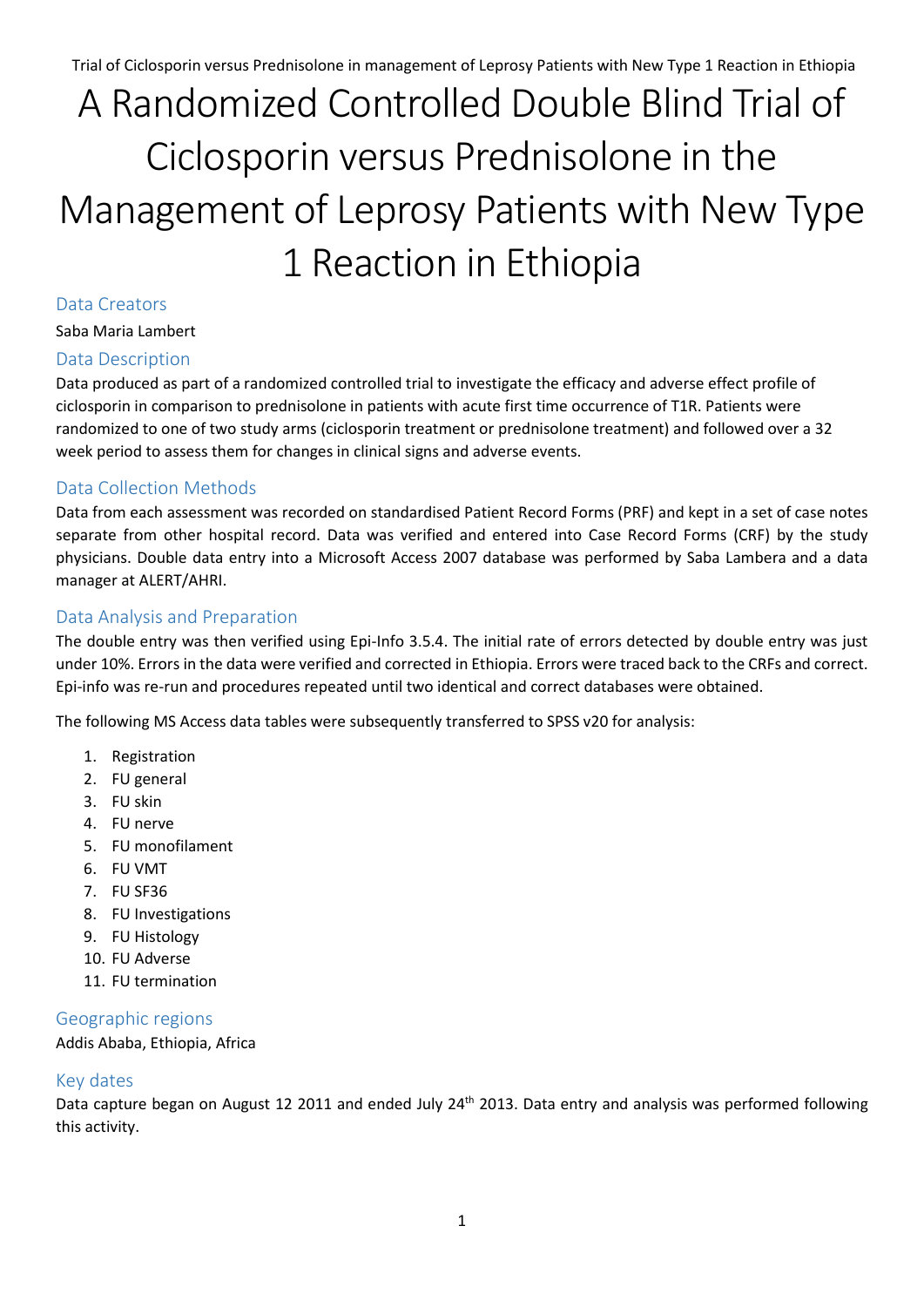# A Randomized Controlled Double Blind Trial of Ciclosporin versus Prednisolone in the Management of Leprosy Patients with New Type 1 Reaction in Ethiopia

## Data Creators

Saba Maria Lambert

## Data Description

Data produced as part of a randomized controlled trial to investigate the efficacy and adverse effect profile of ciclosporin in comparison to prednisolone in patients with acute first time occurrence of T1R. Patients were randomized to one of two study arms (ciclosporin treatment or prednisolone treatment) and followed over a 32 week period to assess them for changes in clinical signs and adverse events.

## Data Collection Methods

Data from each assessment was recorded on standardised Patient Record Forms (PRF) and kept in a set of case notes separate from other hospital record. Data was verified and entered into Case Record Forms (CRF) by the study physicians. Double data entry into a Microsoft Access 2007 database was performed by Saba Lambera and a data manager at ALERT/AHRI.

## Data Analysis and Preparation

The double entry was then verified using Epi-Info 3.5.4. The initial rate of errors detected by double entry was just under 10%. Errors in the data were verified and corrected in Ethiopia. Errors were traced back to the CRFs and correct. Epi-info was re-run and procedures repeated until two identical and correct databases were obtained.

The following MS Access data tables were subsequently transferred to SPSS v20 for analysis:

1. Registration
2. FU general
3. FU skin
4. FU nerve
5. FU monofilament
6. FU VMT
7. FU SF36
8. FU Investigations
9. FU Histology
10. FU Adverse
11. FU termination

## Geographic regions

Addis Ababa, Ethiopia, Africa

## Key dates

Data capture began on August 12 2011 and ended July 24th 2013. Data entry and analysis was performed following this activity.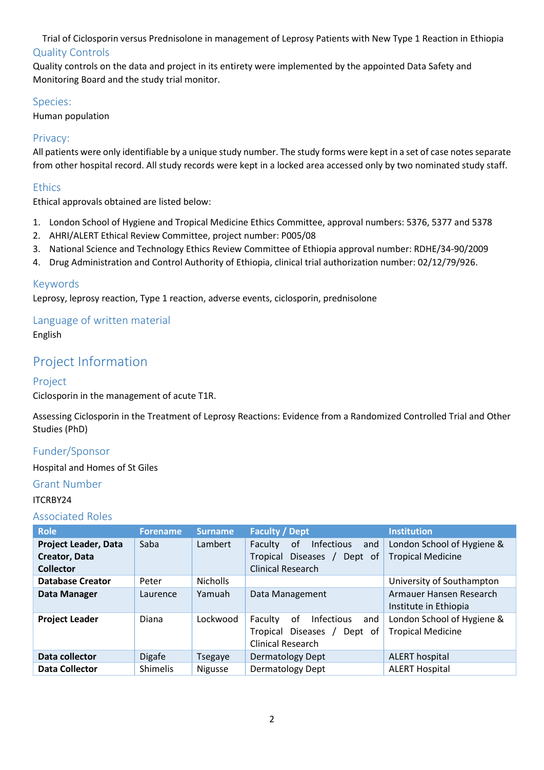## Quality Controls

Quality controls on the data and project in its entirety were implemented by the appointed Data Safety and Monitoring Board and the study trial monitor.

## Species:

Human population

## Privacy:

All patients were only identifiable by a unique study number. The study forms were kept in a set of case notes separate from other hospital record. All study records were kept in a locked area accessed only by two nominated study staff.

## Ethics

Ethical approvals obtained are listed below:

1. London School of Hygiene and Tropical Medicine Ethics Committee, approval numbers: 5376, 5377 and 5378
2. AHRI/ALERT Ethical Review Committee, project number: P005/08
3. National Science and Technology Ethics Review Committee of Ethiopia approval number: RDHE/34-90/2009
4. Drug Administration and Control Authority of Ethiopia, clinical trial authorization number: 02/12/79/926.

## Keywords

Leprosy, leprosy reaction, Type 1 reaction, adverse events, ciclosporin, prednisolone

## Language of written material

English

# Project Information

## Project

Ciclosporin in the management of acute T1R.

Assessing Ciclosporin in the Treatment of Leprosy Reactions: Evidence from a Randomized Controlled Trial and Other Studies (PhD)

## Funder/Sponsor

Hospital and Homes of St Giles

## Grant Number

ITCRBY24

## Associated Roles

| Role | Forename | Surname | Faculty / Dept | Institution |
|---|---|---|---|---|
| **Project Leader, Data Creator, Data Collector** | Saba | Lambert | Faculty of Infectious and Tropical Diseases / Dept of Clinical Research | London School of Hygiene & Tropical Medicine |
| **Database Creator** | Peter | Nicholls | | University of Southampton |
| **Data Manager** | Laurence | Yamuah | Data Management | Armauer Hansen Research Institute in Ethiopia |
| **Project Leader** | Diana | Lockwood | Faculty of Infectious and Tropical Diseases / Dept of Clinical Research | London School of Hygiene & Tropical Medicine |
| **Data collector** | Digafe | Tsegaye | Dermatology Dept | ALERT hospital |
| **Data Collector** | Shimelis | Nigusse | Dermatology Dept | ALERT Hospital |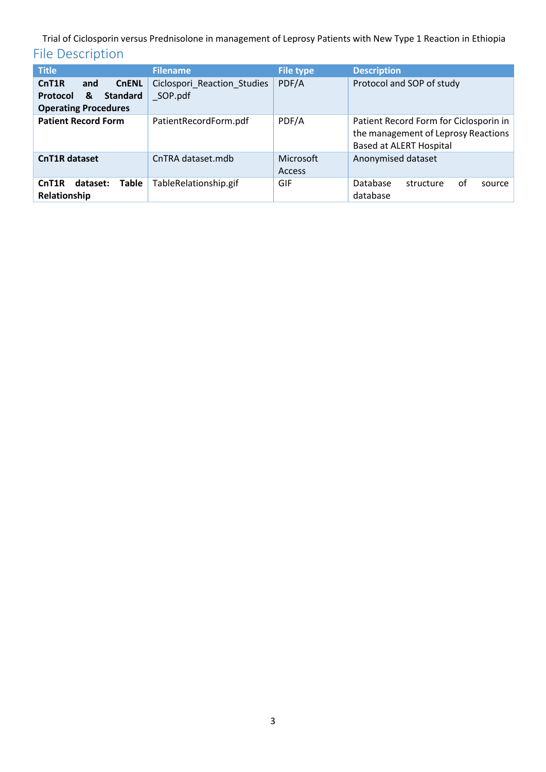## File Description

| Title | Filename | File type | Description |
| --- | --- | --- | --- |
| **CnT1R and CnENL Protocol & Standard Operating Procedures** | Ciclospori_Reaction_Studies_SOP.pdf | PDF/A | Protocol and SOP of study |
| **Patient Record Form** | PatientRecordForm.pdf | PDF/A | Patient Record Form for Ciclosporin in the management of Leprosy Reactions Based at ALERT Hospital |
| **CnT1R dataset** | CnTRA dataset.mdb | Microsoft Access | Anonymised dataset |
| **CnT1R dataset: Table Relationship** | TableRelationship.gif | GIF | Database structure of source database |